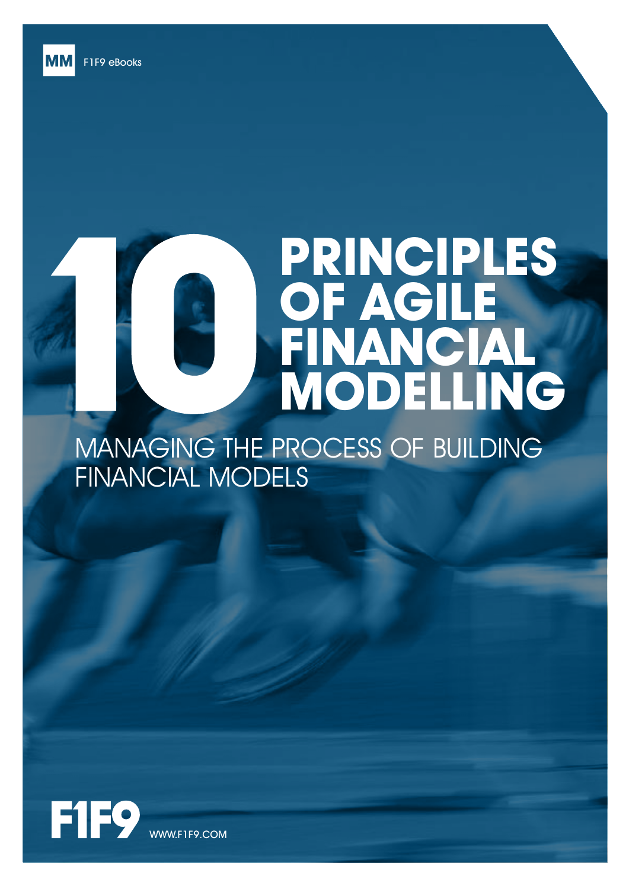MM F1F9 eBooks

# 10 PRINCIPLES OF AGILE FINANCIAL MODELLING

## MANAGING THE PROCESS OF BUILDING FINANCIAL MODELS

F1F9 WWW.F1F9.COM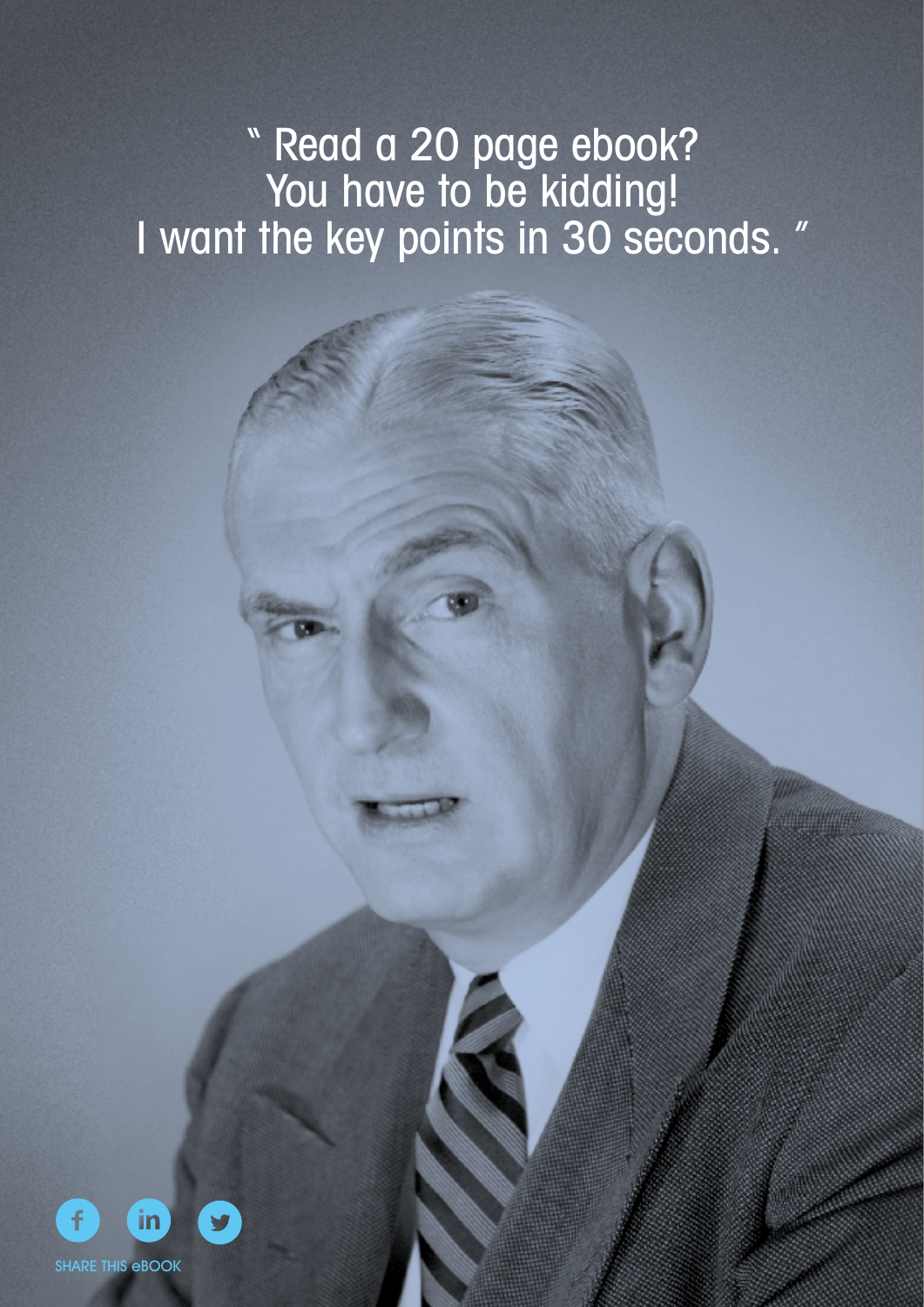" Read a 20 page ebook?
You have to be kidding!
I want the key points in 30 seconds. "

SHARE THIS eBOOK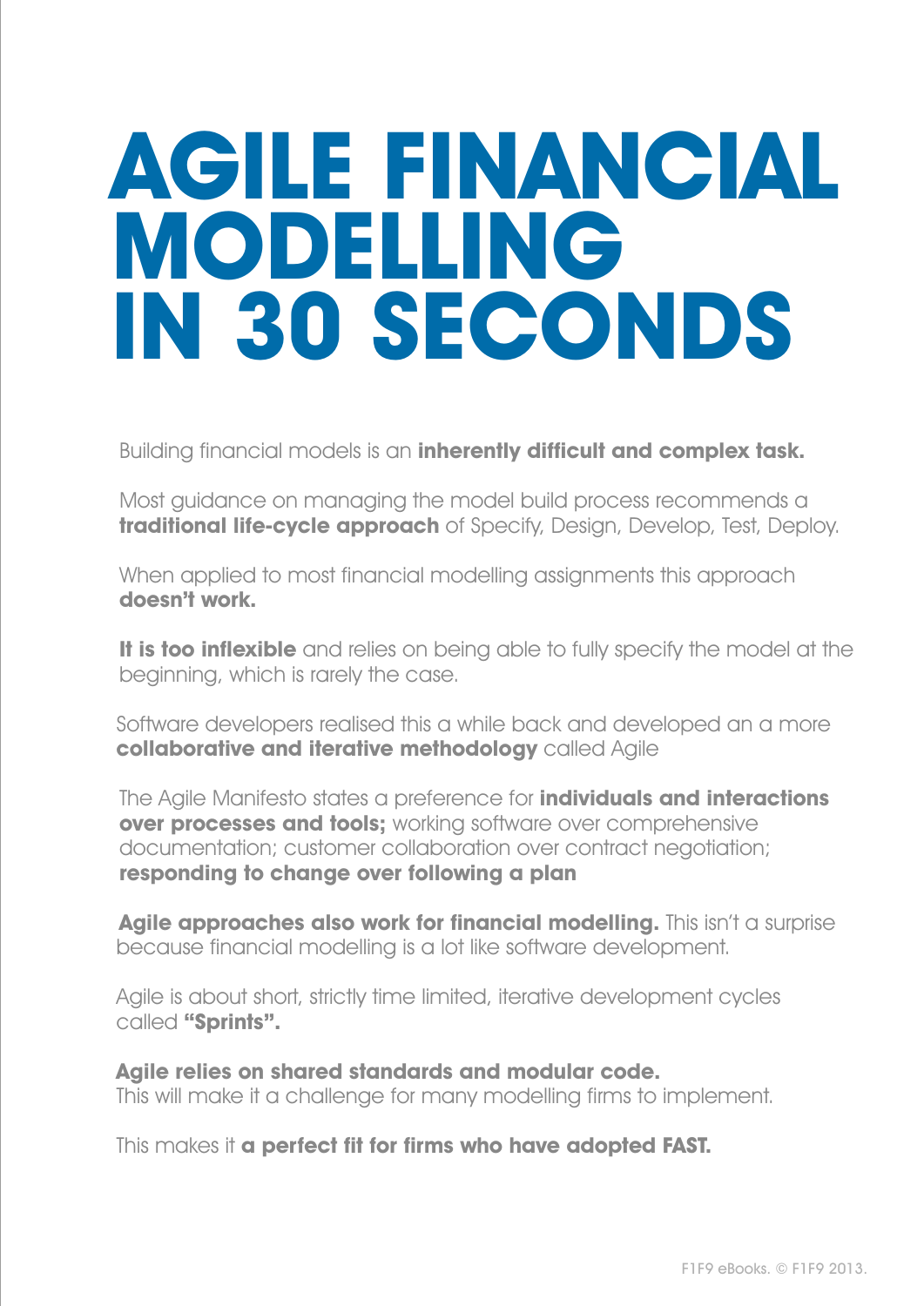# AGILE FINANCIAL MODELLING IN 30 SECONDS

Building financial models is an **inherently difficult and complex task.**

Most guidance on managing the model build process recommends a **traditional life-cycle approach** of Specify, Design, Develop, Test, Deploy.

When applied to most financial modelling assignments this approach **doesn't work.**

**It is too inflexible** and relies on being able to fully specify the model at the beginning, which is rarely the case.

Software developers realised this a while back and developed an a more **collaborative and iterative methodology** called Agile

The Agile Manifesto states a preference for **individuals and interactions over processes and tools;** working software over comprehensive documentation; customer collaboration over contract negotiation; **responding to change over following a plan**

**Agile approaches also work for financial modelling.** This isn't a surprise because financial modelling is a lot like software development.

Agile is about short, strictly time limited, iterative development cycles called **"Sprints".**

**Agile relies on shared standards and modular code.**
This will make it a challenge for many modelling firms to implement.

This makes it **a perfect fit for firms who have adopted FAST.**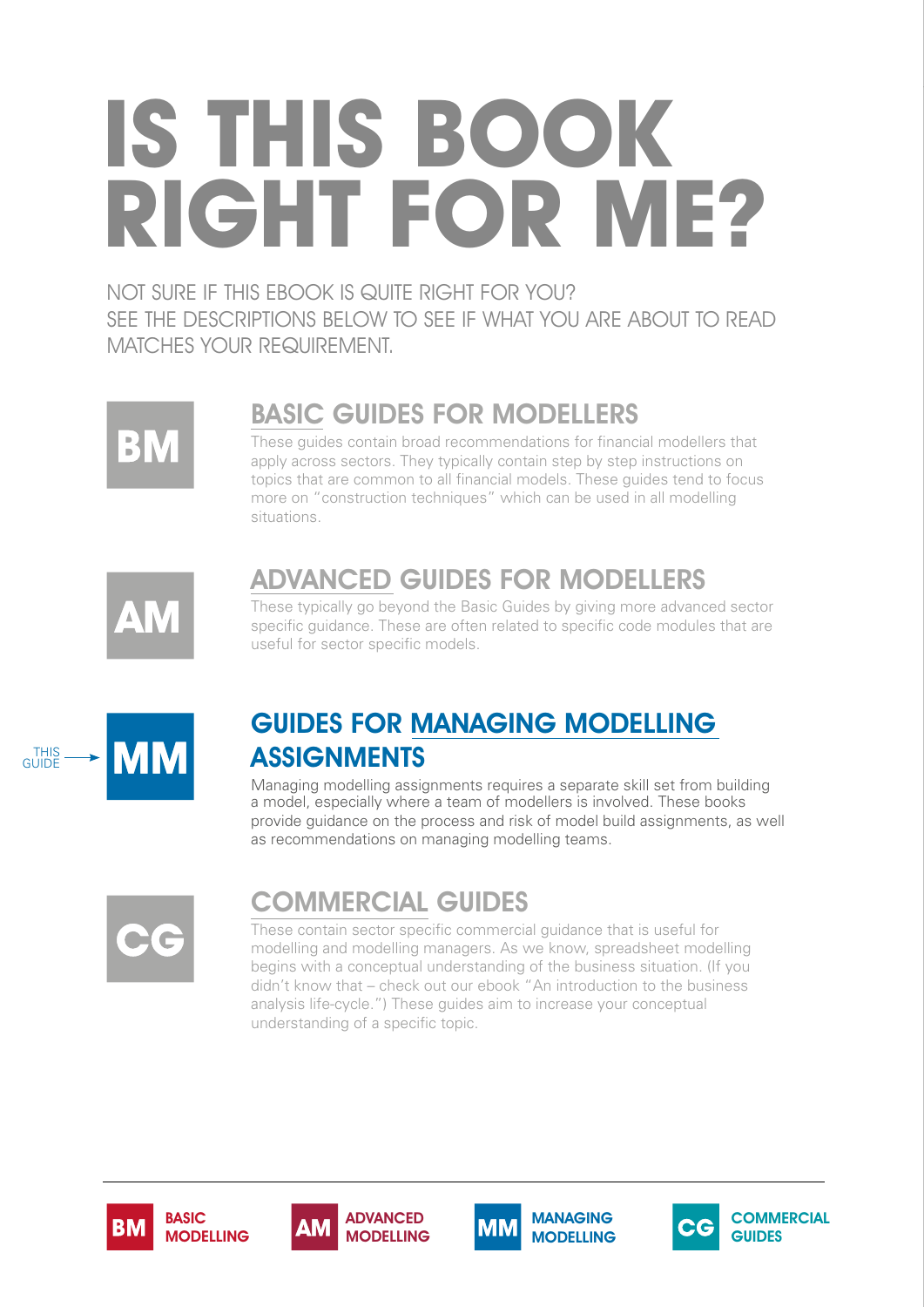# IS THIS BOOK RIGHT FOR ME?

NOT SURE IF THIS EBOOK IS QUITE RIGHT FOR YOU?
SEE THE DESCRIPTIONS BELOW TO SEE IF WHAT YOU ARE ABOUT TO READ MATCHES YOUR REQUIREMENT.

**BM**

## BASIC GUIDES FOR MODELLERS

These guides contain broad recommendations for financial modellers that apply across sectors. They typically contain step by step instructions on topics that are common to all financial models. These guides tend to focus more on "construction techniques" which can be used in all modelling situations.

**AM**

## ADVANCED GUIDES FOR MODELLERS

These typically go beyond the Basic Guides by giving more advanced sector specific guidance. These are often related to specific code modules that are useful for sector specific models.

THIS GUIDE → **MM**

## GUIDES FOR MANAGING MODELLING ASSIGNMENTS

Managing modelling assignments requires a separate skill set from building a model, especially where a team of modellers is involved. These books provide guidance on the process and risk of model build assignments, as well as recommendations on managing modelling teams.

**CG**

## COMMERCIAL GUIDES

These contain sector specific commercial guidance that is useful for modelling and modelling managers. As we know, spreadsheet modelling begins with a conceptual understanding of the business situation. (If you didn't know that – check out our ebook "An introduction to the business analysis life-cycle.") These guides aim to increase your conceptual understanding of a specific topic.

**BM** BASIC MODELLING | **AM** ADVANCED MODELLING | **MM** MANAGING MODELLING | **CG** COMMERCIAL GUIDES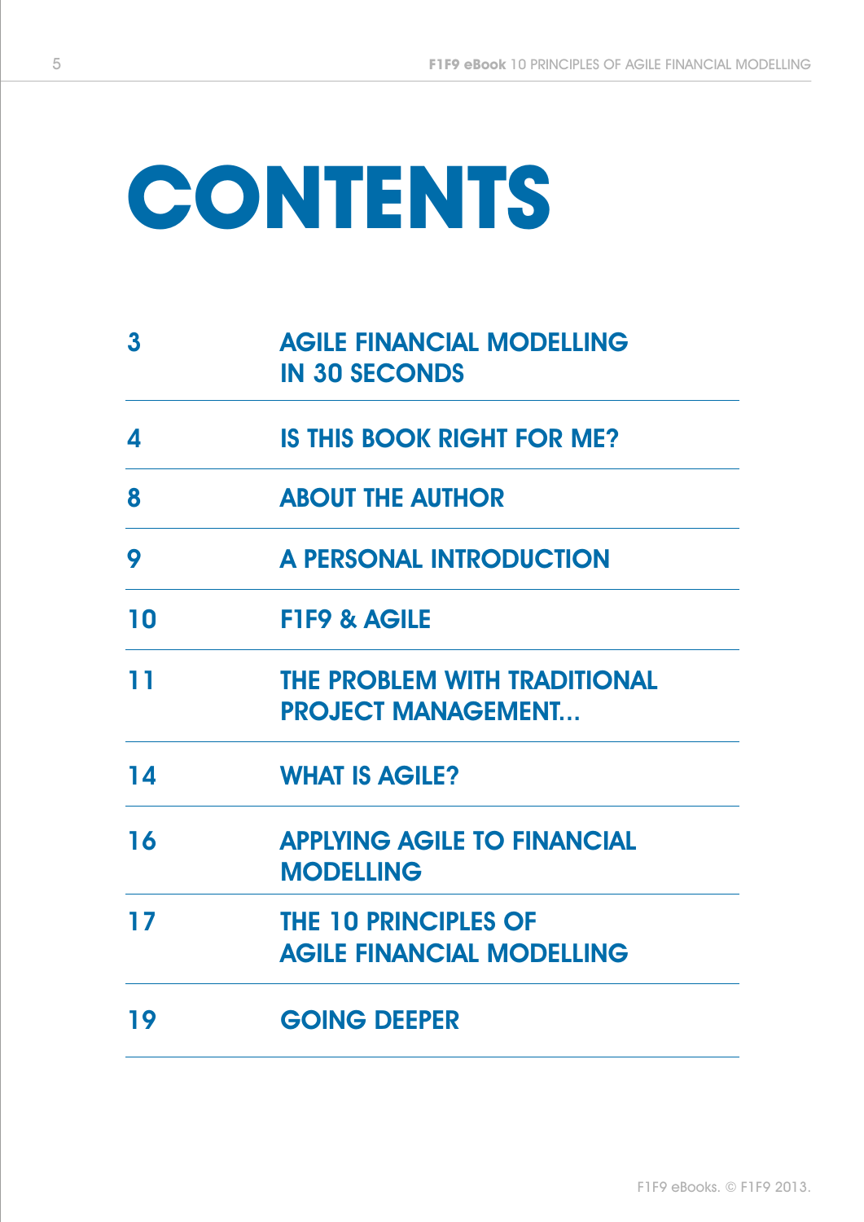# CONTENTS

| | |
|---|---|
| 3 | AGILE FINANCIAL MODELLING IN 30 SECONDS |
| 4 | IS THIS BOOK RIGHT FOR ME? |
| 8 | ABOUT THE AUTHOR |
| 9 | A PERSONAL INTRODUCTION |
| 10 | F1F9 & AGILE |
| 11 | THE PROBLEM WITH TRADITIONAL PROJECT MANAGEMENT... |
| 14 | WHAT IS AGILE? |
| 16 | APPLYING AGILE TO FINANCIAL MODELLING |
| 17 | THE 10 PRINCIPLES OF AGILE FINANCIAL MODELLING |
| 19 | GOING DEEPER |

F1F9 eBooks. © F1F9 2013.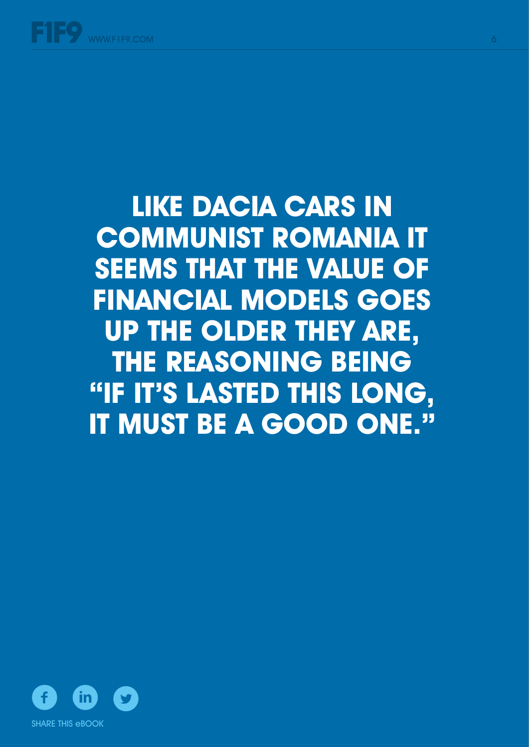# LIKE DACIA CARS IN COMMUNIST ROMANIA IT SEEMS THAT THE VALUE OF FINANCIAL MODELS GOES UP THE OLDER THEY ARE, THE REASONING BEING "IF IT'S LASTED THIS LONG, IT MUST BE A GOOD ONE."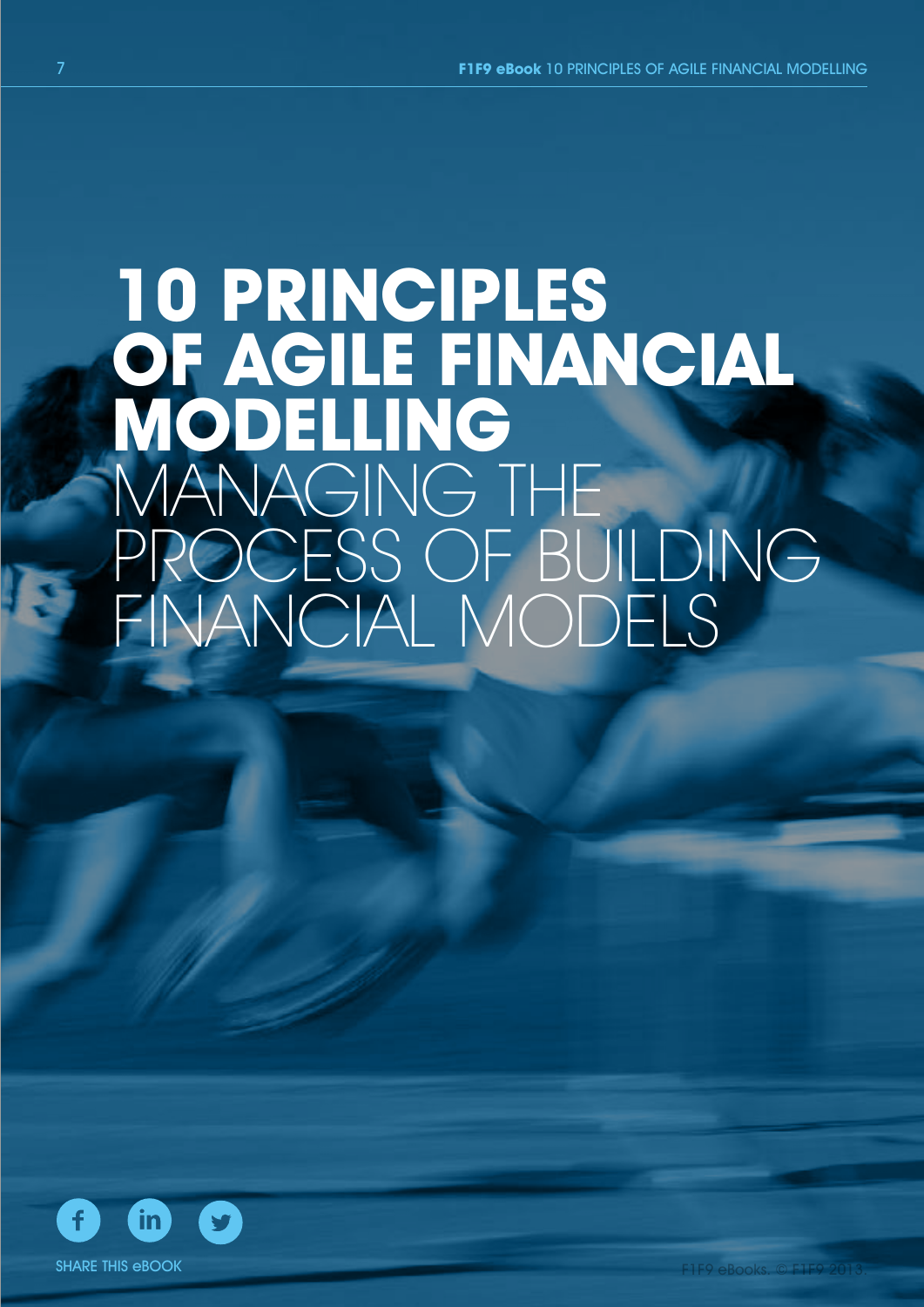# 10 PRINCIPLES OF AGILE FINANCIAL MODELLING

## MANAGING THE PROCESS OF BUILDING FINANCIAL MODELS

SHARE THIS eBOOK

F1F9 eBooks. © F1F9 2013.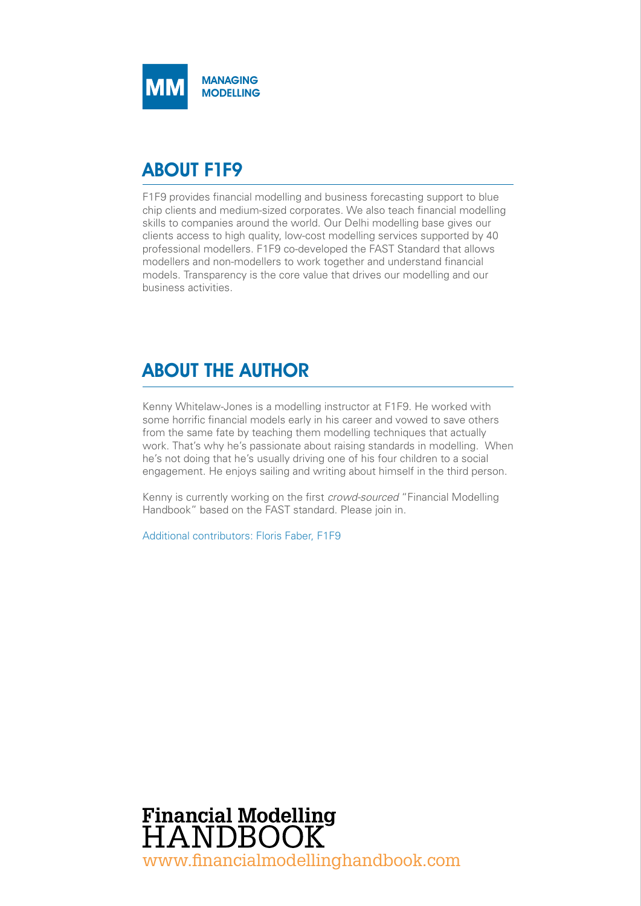**MM** MANAGING MODELLING

## ABOUT F1F9

F1F9 provides financial modelling and business forecasting support to blue chip clients and medium-sized corporates. We also teach financial modelling skills to companies around the world. Our Delhi modelling base gives our clients access to high quality, low-cost modelling services supported by 40 professional modellers. F1F9 co-developed the FAST Standard that allows modellers and non-modellers to work together and understand financial models. Transparency is the core value that drives our modelling and our business activities.

## ABOUT THE AUTHOR

Kenny Whitelaw-Jones is a modelling instructor at F1F9. He worked with some horrific financial models early in his career and vowed to save others from the same fate by teaching them modelling techniques that actually work. That's why he's passionate about raising standards in modelling. When he's not doing that he's usually driving one of his four children to a social engagement. He enjoys sailing and writing about himself in the third person.

Kenny is currently working on the first *crowd-sourced* "Financial Modelling Handbook" based on the FAST standard. Please join in.

Additional contributors: Floris Faber, F1F9

**Financial Modelling**
HANDBOOK
www.financialmodellinghandbook.com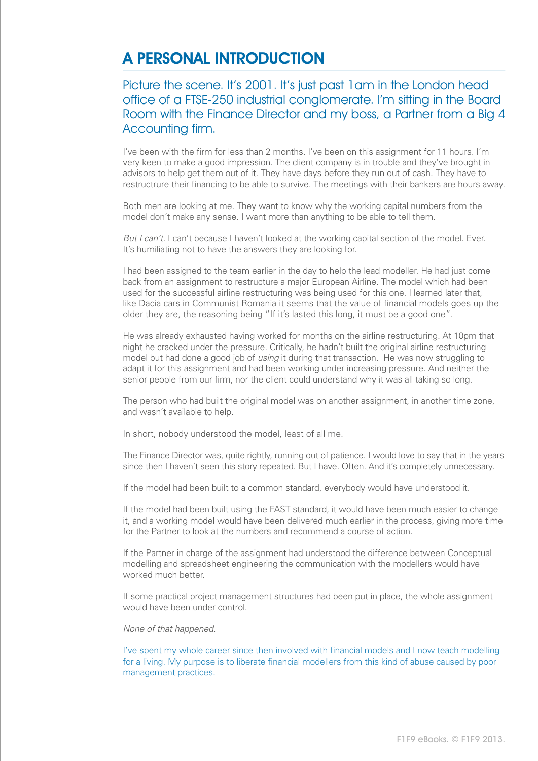# A PERSONAL INTRODUCTION

Picture the scene. It's 2001. It's just past 1am in the London head office of a FTSE-250 industrial conglomerate. I'm sitting in the Board Room with the Finance Director and my boss, a Partner from a Big 4 Accounting firm.

I've been with the firm for less than 2 months. I've been on this assignment for 11 hours. I'm very keen to make a good impression. The client company is in trouble and they've brought in advisors to help get them out of it. They have days before they run out of cash. They have to restructrure their financing to be able to survive. The meetings with their bankers are hours away.

Both men are looking at me. They want to know why the working capital numbers from the model don't make any sense. I want more than anything to be able to tell them.

*But I can't.* I can't because I haven't looked at the working capital section of the model. Ever. It's humiliating not to have the answers they are looking for.

I had been assigned to the team earlier in the day to help the lead modeller. He had just come back from an assignment to restructure a major European Airline. The model which had been used for the successful airline restructuring was being used for this one. I learned later that, like Dacia cars in Communist Romania it seems that the value of financial models goes up the older they are, the reasoning being "If it's lasted this long, it must be a good one".

He was already exhausted having worked for months on the airline restructuring. At 10pm that night he cracked under the pressure. Critically, he hadn't built the original airline restructuring model but had done a good job of *using* it during that transaction. He was now struggling to adapt it for this assignment and had been working under increasing pressure. And neither the senior people from our firm, nor the client could understand why it was all taking so long.

The person who had built the original model was on another assignment, in another time zone, and wasn't available to help.

In short, nobody understood the model, least of all me.

The Finance Director was, quite rightly, running out of patience. I would love to say that in the years since then I haven't seen this story repeated. But I have. Often. And it's completely unnecessary.

If the model had been built to a common standard, everybody would have understood it.

If the model had been built using the FAST standard, it would have been much easier to change it, and a working model would have been delivered much earlier in the process, giving more time for the Partner to look at the numbers and recommend a course of action.

If the Partner in charge of the assignment had understood the difference between Conceptual modelling and spreadsheet engineering the communication with the modellers would have worked much better.

If some practical project management structures had been put in place, the whole assignment would have been under control.

*None of that happened.*

I've spent my whole career since then involved with financial models and I now teach modelling for a living. My purpose is to liberate financial modellers from this kind of abuse caused by poor management practices.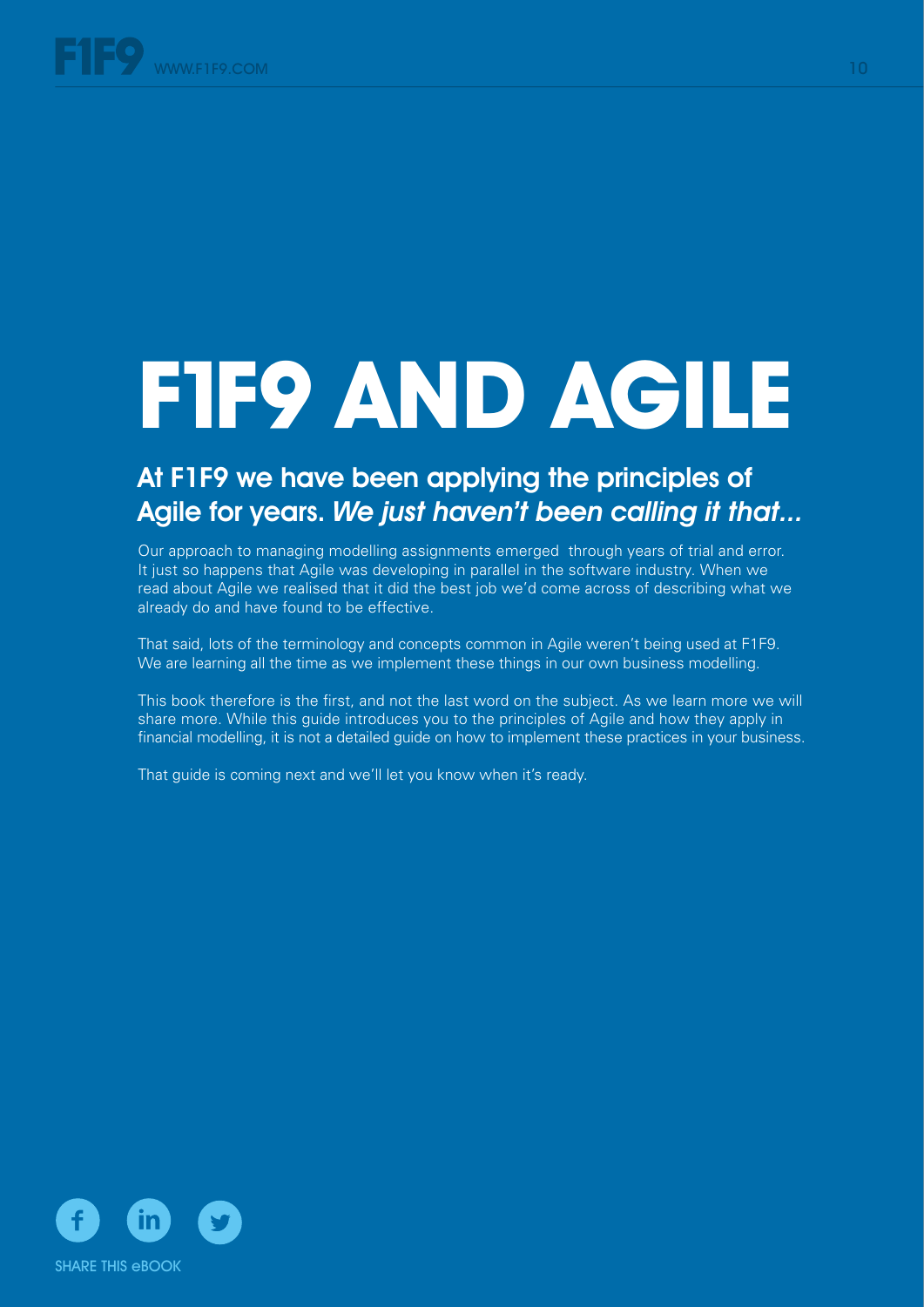# F1F9 AND AGILE

## At F1F9 we have been applying the principles of Agile for years. *We just haven't been calling it that...*

Our approach to managing modelling assignments emerged through years of trial and error. It just so happens that Agile was developing in parallel in the software industry. When we read about Agile we realised that it did the best job we'd come across of describing what we already do and have found to be effective.

That said, lots of the terminology and concepts common in Agile weren't being used at F1F9. We are learning all the time as we implement these things in our own business modelling.

This book therefore is the first, and not the last word on the subject. As we learn more we will share more. While this guide introduces you to the principles of Agile and how they apply in financial modelling, it is not a detailed guide on how to implement these practices in your business.

That guide is coming next and we'll let you know when it's ready.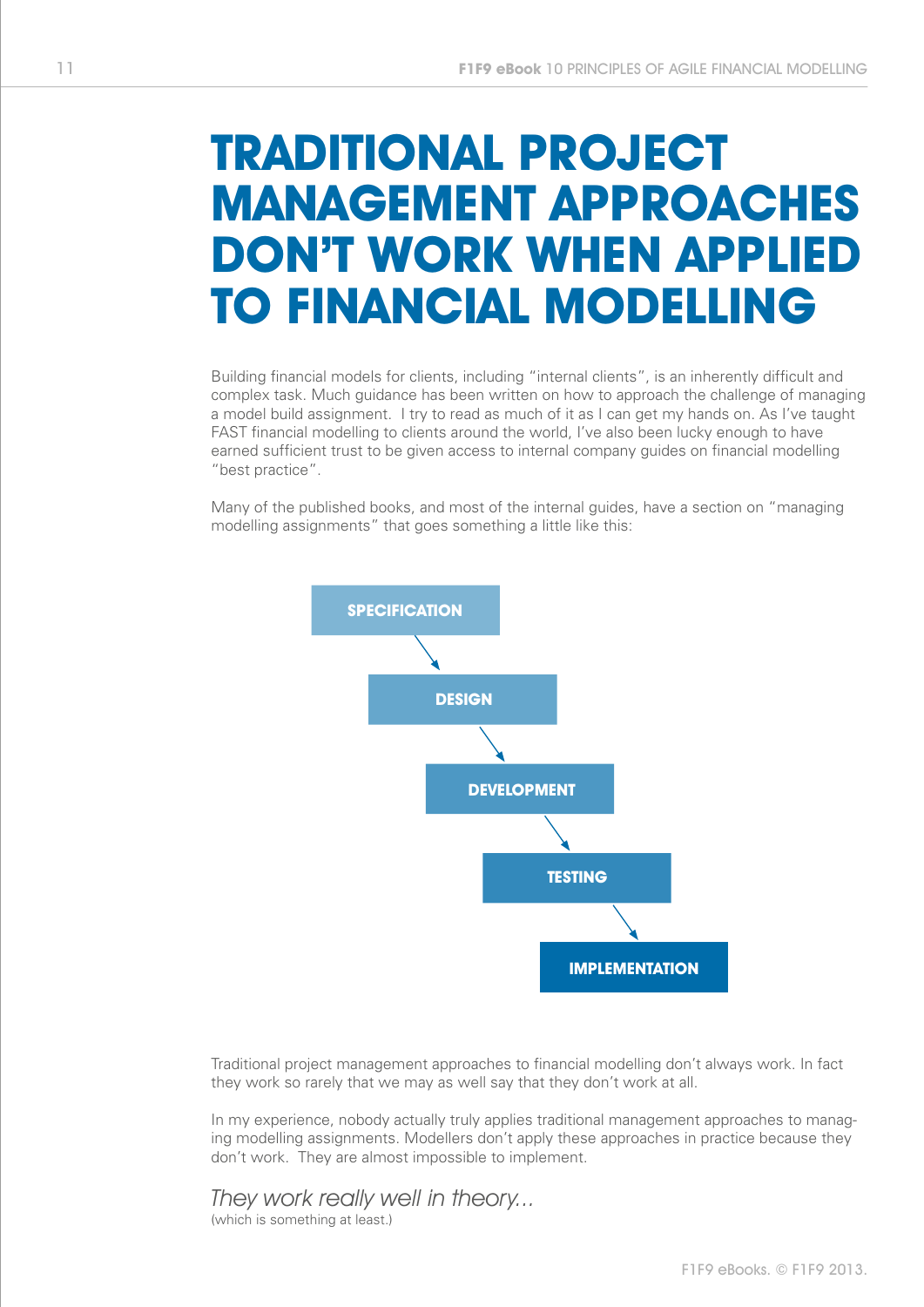# TRADITIONAL PROJECT MANAGEMENT APPROACHES DON'T WORK WHEN APPLIED TO FINANCIAL MODELLING

Building financial models for clients, including "internal clients", is an inherently difficult and complex task. Much guidance has been written on how to approach the challenge of managing a model build assignment. I try to read as much of it as I can get my hands on. As I've taught FAST financial modelling to clients around the world, I've also been lucky enough to have earned sufficient trust to be given access to internal company guides on financial modelling "best practice".

Many of the published books, and most of the internal guides, have a section on "managing modelling assignments" that goes something a little like this:

**SPECIFICATION** → **DESIGN** → **DEVELOPMENT** → **TESTING** → **IMPLEMENTATION**

Traditional project management approaches to financial modelling don't always work. In fact they work so rarely that we may as well say that they don't work at all.

In my experience, nobody actually truly applies traditional management approaches to managing modelling assignments. Modellers don't apply these approaches in practice because they don't work. They are almost impossible to implement.

*They work really well in theory...*
(which is something at least.)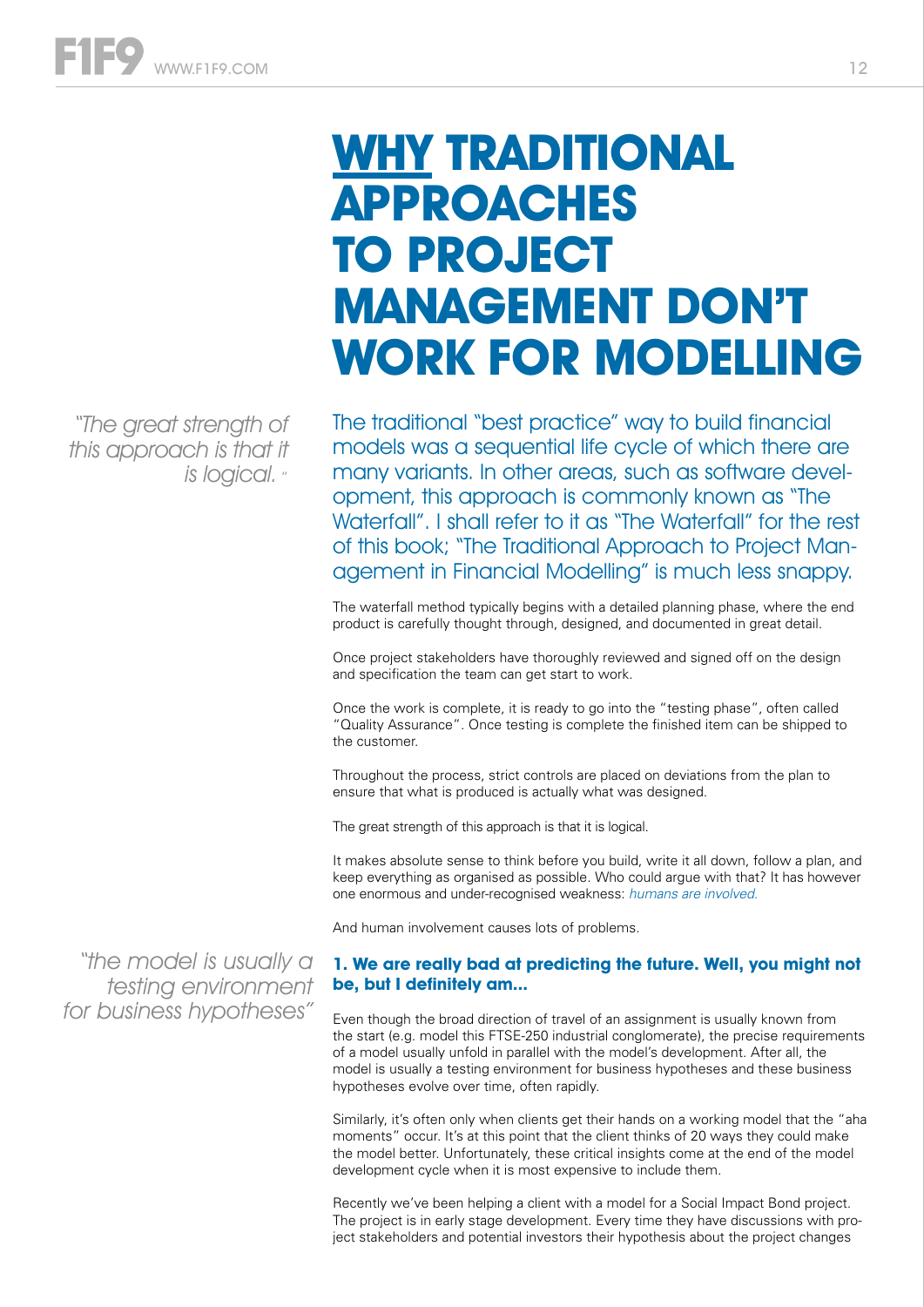# WHY TRADITIONAL APPROACHES TO PROJECT MANAGEMENT DON'T WORK FOR MODELLING

*"The great strength of this approach is that it is logical."*

The traditional "best practice" way to build financial models was a sequential life cycle of which there are many variants. In other areas, such as software development, this approach is commonly known as "The Waterfall". I shall refer to it as "The Waterfall" for the rest of this book; "The Traditional Approach to Project Management in Financial Modelling" is much less snappy.

The waterfall method typically begins with a detailed planning phase, where the end product is carefully thought through, designed, and documented in great detail.

Once project stakeholders have thoroughly reviewed and signed off on the design and specification the team can get start to work.

Once the work is complete, it is ready to go into the "testing phase", often called "Quality Assurance". Once testing is complete the finished item can be shipped to the customer.

Throughout the process, strict controls are placed on deviations from the plan to ensure that what is produced is actually what was designed.

The great strength of this approach is that it is logical.

It makes absolute sense to think before you build, write it all down, follow a plan, and keep everything as organised as possible. Who could argue with that? It has however one enormous and under-recognised weakness: *humans are involved.*

And human involvement causes lots of problems.

*"the model is usually a testing environment for business hypotheses"*

**1. We are really bad at predicting the future. Well, you might not be, but I definitely am...**

Even though the broad direction of travel of an assignment is usually known from the start (e.g. model this FTSE-250 industrial conglomerate), the precise requirements of a model usually unfold in parallel with the model's development. After all, the model is usually a testing environment for business hypotheses and these business hypotheses evolve over time, often rapidly.

Similarly, it's often only when clients get their hands on a working model that the "aha moments" occur. It's at this point that the client thinks of 20 ways they could make the model better. Unfortunately, these critical insights come at the end of the model development cycle when it is most expensive to include them.

Recently we've been helping a client with a model for a Social Impact Bond project. The project is in early stage development. Every time they have discussions with project stakeholders and potential investors their hypothesis about the project changes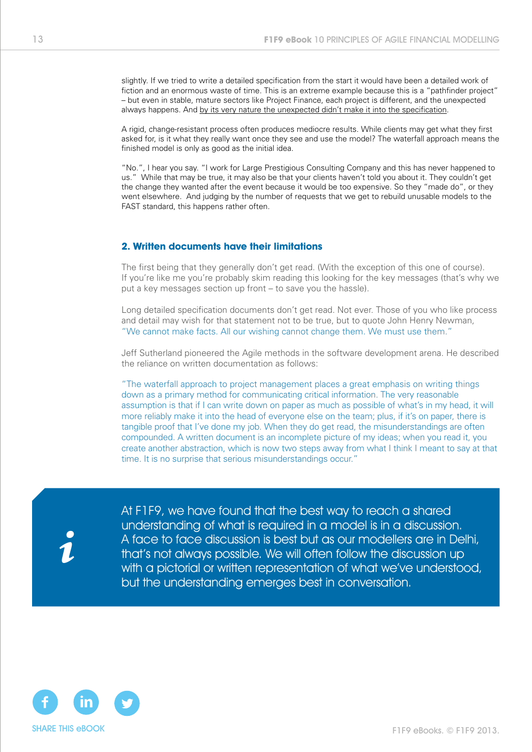slightly. If we tried to write a detailed specification from the start it would have been a detailed work of fiction and an enormous waste of time. This is an extreme example because this is a "pathfinder project" – but even in stable, mature sectors like Project Finance, each project is different, and the unexpected always happens. And by its very nature the unexpected didn't make it into the specification.

A rigid, change-resistant process often produces mediocre results. While clients may get what they first asked for, is it what they really want once they see and use the model? The waterfall approach means the finished model is only as good as the initial idea.

"No.", I hear you say. "I work for Large Prestigious Consulting Company and this has never happened to us." While that may be true, it may also be that your clients haven't told you about it. They couldn't get the change they wanted after the event because it would be too expensive. So they "made do", or they went elsewhere. And judging by the number of requests that we get to rebuild unusable models to the FAST standard, this happens rather often.

## 2. Written documents have their limitations

The first being that they generally don't get read. (With the exception of this one of course). If you're like me you're probably skim reading this looking for the key messages (that's why we put a key messages section up front – to save you the hassle).

Long detailed specification documents don't get read. Not ever. Those of you who like process and detail may wish for that statement not to be true, but to quote John Henry Newman, "We cannot make facts. All our wishing cannot change them. We must use them."

Jeff Sutherland pioneered the Agile methods in the software development arena. He described the reliance on written documentation as follows:

"The waterfall approach to project management places a great emphasis on writing things down as a primary method for communicating critical information. The very reasonable assumption is that if I can write down on paper as much as possible of what's in my head, it will more reliably make it into the head of everyone else on the team; plus, if it's on paper, there is tangible proof that I've done my job. When they do get read, the misunderstandings are often compounded. A written document is an incomplete picture of my ideas; when you read it, you create another abstraction, which is now two steps away from what I think I meant to say at that time. It is no surprise that serious misunderstandings occur."

> At F1F9, we have found that the best way to reach a shared understanding of what is required in a model is in a discussion. A face to face discussion is best but as our modellers are in Delhi, that's not always possible. We will often follow the discussion up with a pictorial or written representation of what we've understood, but the understanding emerges best in conversation.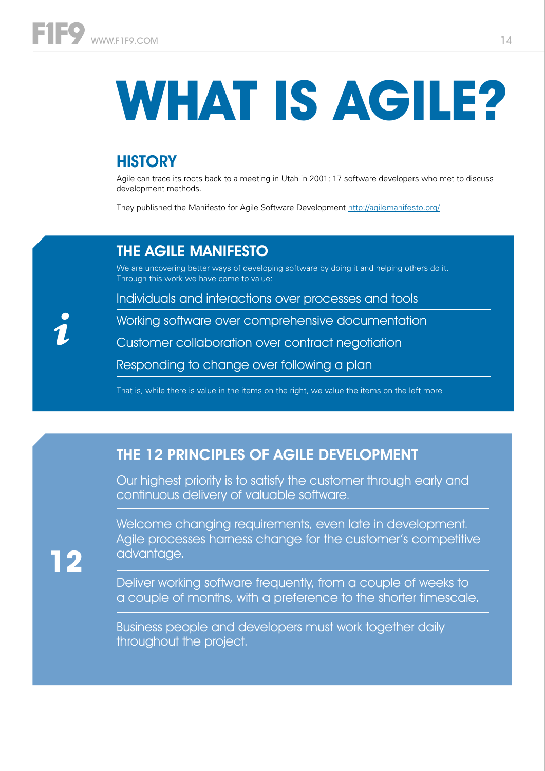# WHAT IS AGILE?

## HISTORY

Agile can trace its roots back to a meeting in Utah in 2001; 17 software developers who met to discuss development methods.

They published the Manifesto for Agile Software Development http://agilemanifesto.org/

## THE AGILE MANIFESTO

We are uncovering better ways of developing software by doing it and helping others do it. Through this work we have come to value:

Individuals and interactions over processes and tools

Working software over comprehensive documentation

Customer collaboration over contract negotiation

Responding to change over following a plan

That is, while there is value in the items on the right, we value the items on the left more

## THE 12 PRINCIPLES OF AGILE DEVELOPMENT

Our highest priority is to satisfy the customer through early and continuous delivery of valuable software.

Welcome changing requirements, even late in development. Agile processes harness change for the customer's competitive advantage.

Deliver working software frequently, from a couple of weeks to a couple of months, with a preference to the shorter timescale.

Business people and developers must work together daily throughout the project.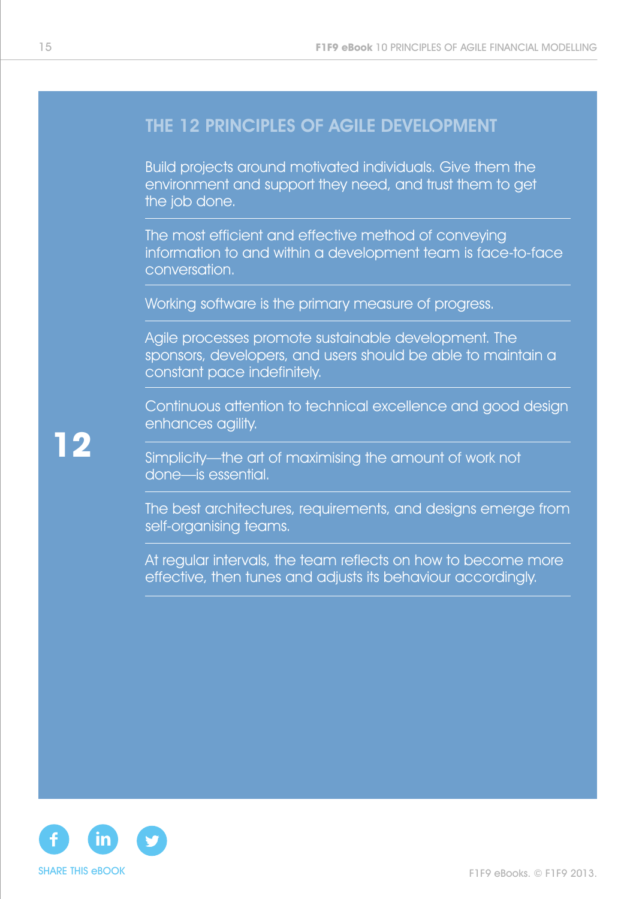## THE 12 PRINCIPLES OF AGILE DEVELOPMENT

12

Build projects around motivated individuals. Give them the environment and support they need, and trust them to get the job done.

The most efficient and effective method of conveying information to and within a development team is face-to-face conversation.

Working software is the primary measure of progress.

Agile processes promote sustainable development. The sponsors, developers, and users should be able to maintain a constant pace indefinitely.

Continuous attention to technical excellence and good design enhances agility.

Simplicity—the art of maximising the amount of work not done—is essential.

The best architectures, requirements, and designs emerge from self-organising teams.

At regular intervals, the team reflects on how to become more effective, then tunes and adjusts its behaviour accordingly.

SHARE THIS eBOOK

F1F9 eBooks. © F1F9 2013.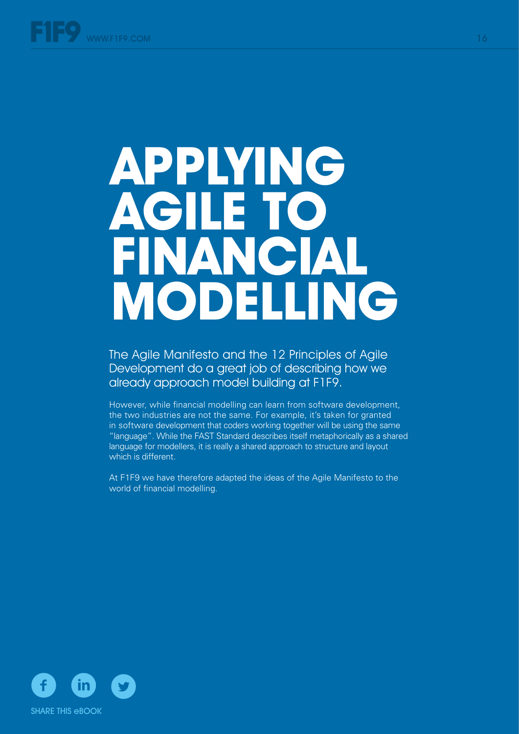# APPLYING AGILE TO FINANCIAL MODELLING

The Agile Manifesto and the 12 Principles of Agile Development do a great job of describing how we already approach model building at F1F9.

However, while financial modelling can learn from software development, the two industries are not the same. For example, it's taken for granted in software development that coders working together will be using the same "language". While the FAST Standard describes itself metaphorically as a shared language for modellers, it is really a shared approach to structure and layout which is different.

At F1F9 we have therefore adapted the ideas of the Agile Manifesto to the world of financial modelling.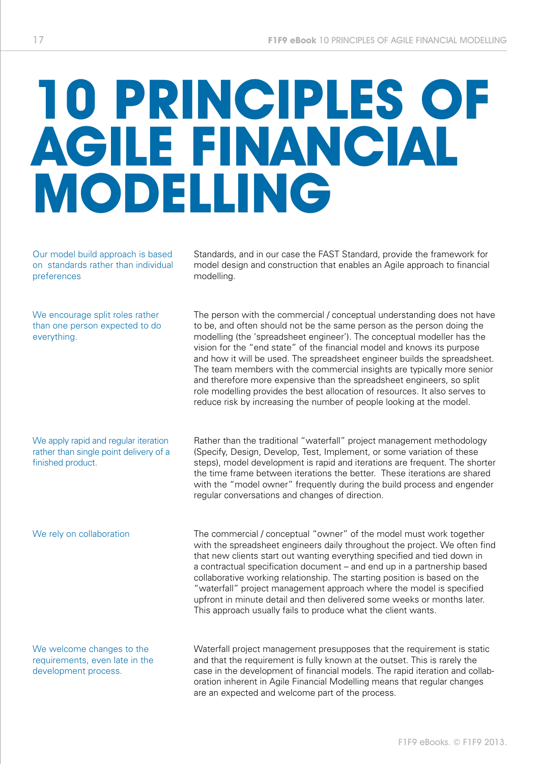# 10 PRINCIPLES OF AGILE FINANCIAL MODELLING

**Our model build approach is based on standards rather than individual preferences**

Standards, and in our case the FAST Standard, provide the framework for model design and construction that enables an Agile approach to financial modelling.

**We encourage split roles rather than one person expected to do everything.**

The person with the commercial / conceptual understanding does not have to be, and often should not be the same person as the person doing the modelling (the 'spreadsheet engineer'). The conceptual modeller has the vision for the "end state" of the financial model and knows its purpose and how it will be used. The spreadsheet engineer builds the spreadsheet. The team members with the commercial insights are typically more senior and therefore more expensive than the spreadsheet engineers, so split role modelling provides the best allocation of resources. It also serves to reduce risk by increasing the number of people looking at the model.

**We apply rapid and regular iteration rather than single point delivery of a finished product.**

Rather than the traditional "waterfall" project management methodology (Specify, Design, Develop, Test, Implement, or some variation of these steps), model development is rapid and iterations are frequent. The shorter the time frame between iterations the better. These iterations are shared with the "model owner" frequently during the build process and engender regular conversations and changes of direction.

**We rely on collaboration**

The commercial / conceptual "owner" of the model must work together with the spreadsheet engineers daily throughout the project. We often find that new clients start out wanting everything specified and tied down in a contractual specification document – and end up in a partnership based collaborative working relationship. The starting position is based on the "waterfall" project management approach where the model is specified upfront in minute detail and then delivered some weeks or months later. This approach usually fails to produce what the client wants.

**We welcome changes to the requirements, even late in the development process.**

Waterfall project management presupposes that the requirement is static and that the requirement is fully known at the outset. This is rarely the case in the development of financial models. The rapid iteration and collaboration inherent in Agile Financial Modelling means that regular changes are an expected and welcome part of the process.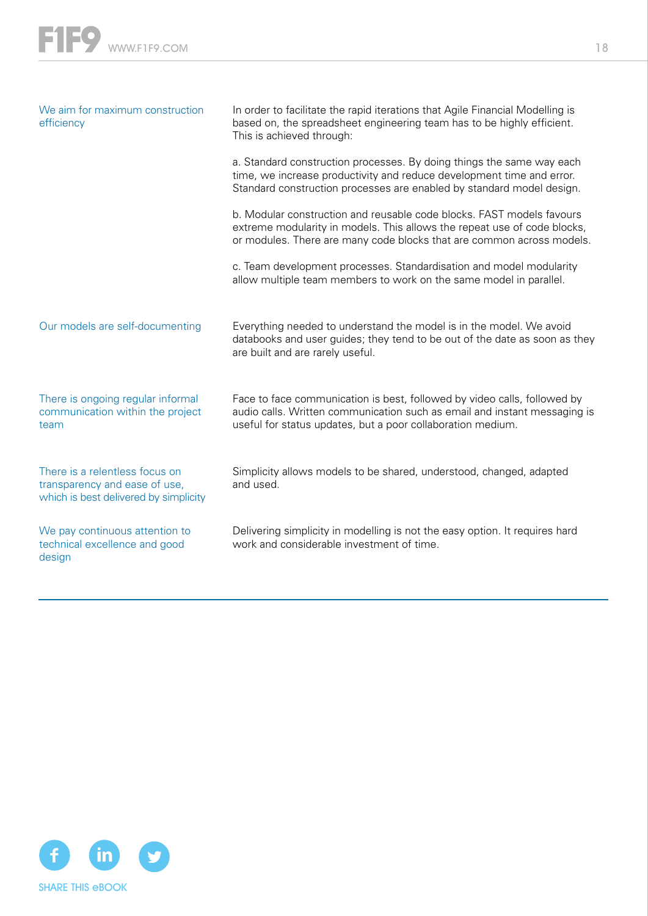| | |
|---|---|
| We aim for maximum construction efficiency | In order to facilitate the rapid iterations that Agile Financial Modelling is based on, the spreadsheet engineering team has to be highly efficient. This is achieved through:<br><br>a. Standard construction processes. By doing things the same way each time, we increase productivity and reduce development time and error. Standard construction processes are enabled by standard model design.<br><br>b. Modular construction and reusable code blocks. FAST models favours extreme modularity in models. This allows the repeat use of code blocks, or modules. There are many code blocks that are common across models.<br><br>c. Team development processes. Standardisation and model modularity allow multiple team members to work on the same model in parallel. |
| Our models are self-documenting | Everything needed to understand the model is in the model. We avoid databooks and user guides; they tend to be out of the date as soon as they are built and are rarely useful. |
| There is ongoing regular informal communication within the project team | Face to face communication is best, followed by video calls, followed by audio calls. Written communication such as email and instant messaging is useful for status updates, but a poor collaboration medium. |
| There is a relentless focus on transparency and ease of use, which is best delivered by simplicity | Simplicity allows models to be shared, understood, changed, adapted and used. |
| We pay continuous attention to technical excellence and good design | Delivering simplicity in modelling is not the easy option. It requires hard work and considerable investment of time. |

SHARE THIS eBOOK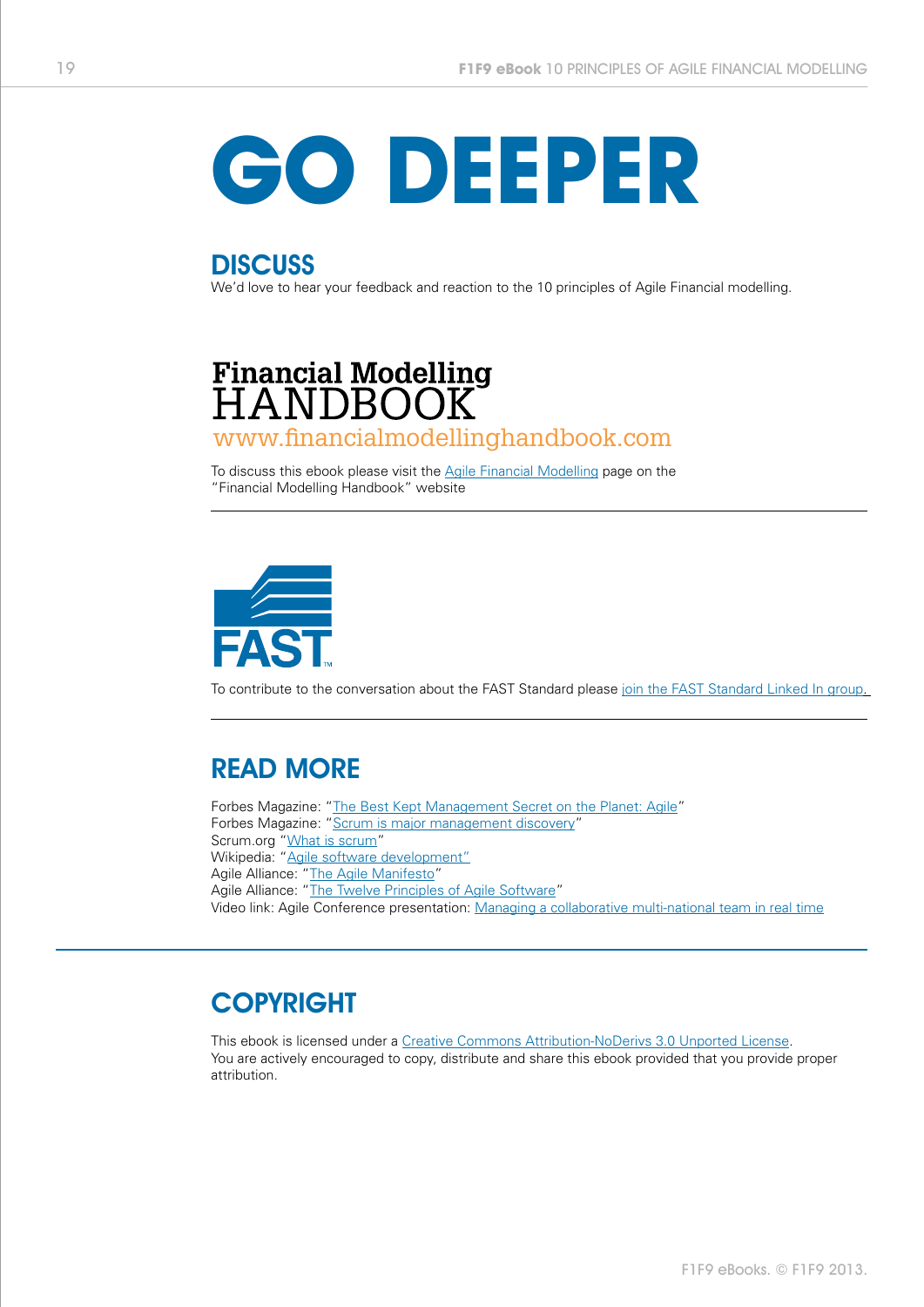# GO DEEPER

## DISCUSS

We'd love to hear your feedback and reaction to the 10 principles of Agile Financial modelling.

**Financial Modelling HANDBOOK**
www.financialmodellinghandbook.com

To discuss this ebook please visit the Agile Financial Modelling page on the "Financial Modelling Handbook" website

FAST™

To contribute to the conversation about the FAST Standard please join the FAST Standard Linked In group.

## READ MORE

Forbes Magazine: "The Best Kept Management Secret on the Planet: Agile"
Forbes Magazine: "Scrum is major management discovery"
Scrum.org "What is scrum"
Wikipedia: "Agile software development"
Agile Alliance: "The Agile Manifesto"
Agile Alliance: "The Twelve Principles of Agile Software"
Video link: Agile Conference presentation: Managing a collaborative multi-national team in real time

## COPYRIGHT

This ebook is licensed under a Creative Commons Attribution-NoDerivs 3.0 Unported License. You are actively encouraged to copy, distribute and share this ebook provided that you provide proper attribution.

F1F9 eBooks. © F1F9 2013.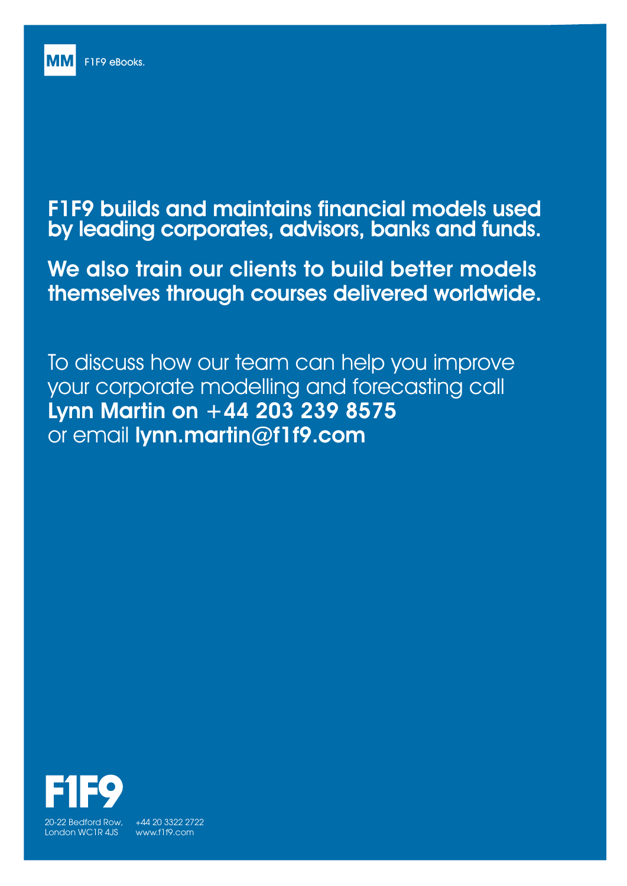MM F1F9 eBooks.

**F1F9 builds and maintains financial models used by leading corporates, advisors, banks and funds.**

**We also train our clients to build better models themselves through courses delivered worldwide.**

To discuss how our team can help you improve your corporate modelling and forecasting call **Lynn Martin on +44 203 239 8575** or email **lynn.martin@f1f9.com**

**F1F9**

20-22 Bedford Row,
London WC1R 4JS

+44 20 3322 2722
www.f1f9.com